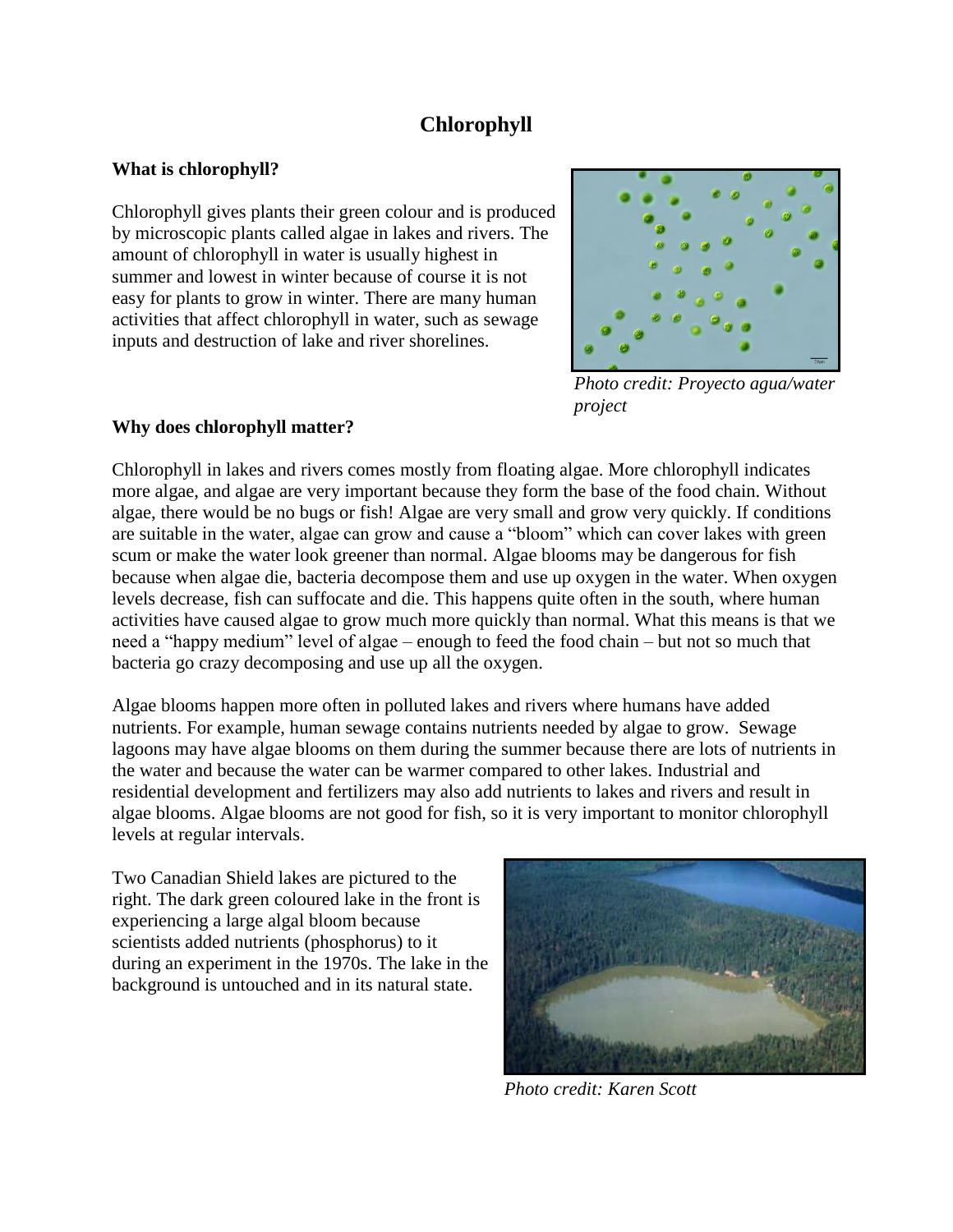# Chlorophyll

**What is chlorophyll?**

Chlorophyll gives plants their green colour and is produced by microscopic plants called algae in lakes and rivers. The amount of chlorophyll in water is usually highest in summer and lowest in winter because of course it is not easy for plants to grow in winter. There are many human activities that affect chlorophyll in water, such as sewage inputs and destruction of lake and river shorelines.

*Photo credit: Proyecto agua/water project*

**Why does chlorophyll matter?**

Chlorophyll in lakes and rivers comes mostly from floating algae. More chlorophyll indicates more algae, and algae are very important because they form the base of the food chain. Without algae, there would be no bugs or fish! Algae are very small and grow very quickly. If conditions are suitable in the water, algae can grow and cause a "bloom" which can cover lakes with green scum or make the water look greener than normal. Algae blooms may be dangerous for fish because when algae die, bacteria decompose them and use up oxygen in the water. When oxygen levels decrease, fish can suffocate and die. This happens quite often in the south, where human activities have caused algae to grow much more quickly than normal. What this means is that we need a "happy medium" level of algae – enough to feed the food chain – but not so much that bacteria go crazy decomposing and use up all the oxygen.

Algae blooms happen more often in polluted lakes and rivers where humans have added nutrients. For example, human sewage contains nutrients needed by algae to grow. Sewage lagoons may have algae blooms on them during the summer because there are lots of nutrients in the water and because the water can be warmer compared to other lakes. Industrial and residential development and fertilizers may also add nutrients to lakes and rivers and result in algae blooms. Algae blooms are not good for fish, so it is very important to monitor chlorophyll levels at regular intervals.

Two Canadian Shield lakes are pictured to the right. The dark green coloured lake in the front is experiencing a large algal bloom because scientists added nutrients (phosphorus) to it during an experiment in the 1970s. The lake in the background is untouched and in its natural state.

*Photo credit: Karen Scott*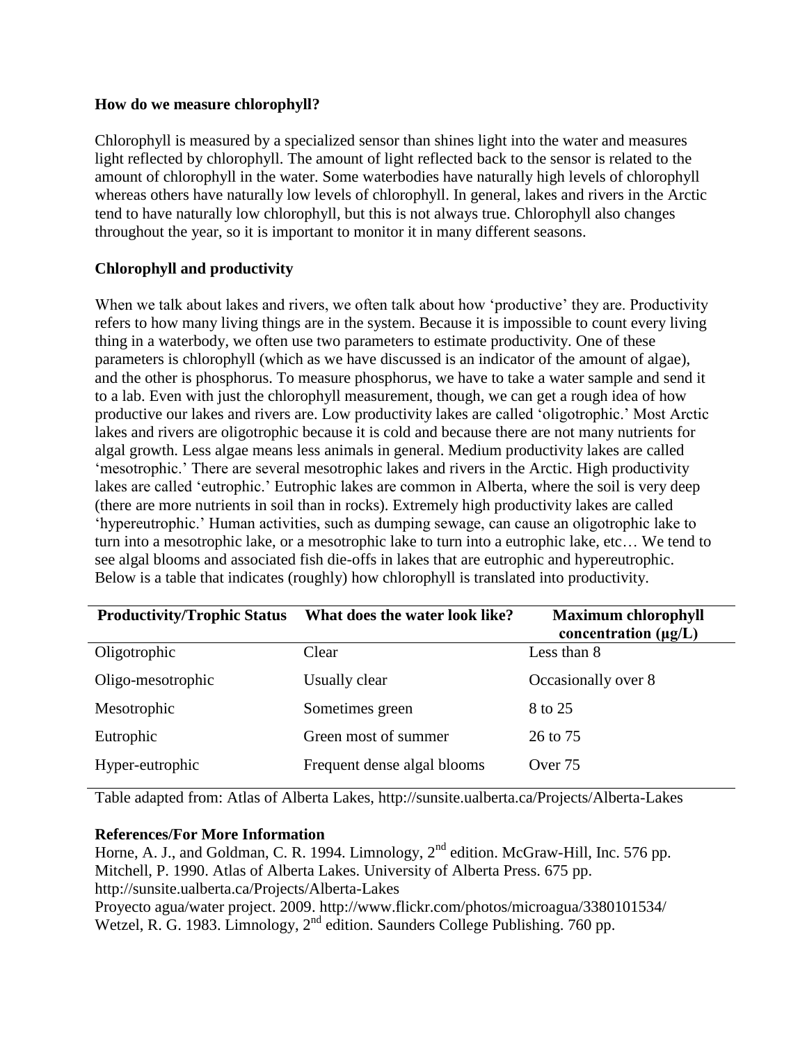### How do we measure chlorophyll?

Chlorophyll is measured by a specialized sensor than shines light into the water and measures light reflected by chlorophyll. The amount of light reflected back to the sensor is related to the amount of chlorophyll in the water. Some waterbodies have naturally high levels of chlorophyll whereas others have naturally low levels of chlorophyll. In general, lakes and rivers in the Arctic tend to have naturally low chlorophyll, but this is not always true. Chlorophyll also changes throughout the year, so it is important to monitor it in many different seasons.

### Chlorophyll and productivity

When we talk about lakes and rivers, we often talk about how 'productive' they are. Productivity refers to how many living things are in the system. Because it is impossible to count every living thing in a waterbody, we often use two parameters to estimate productivity. One of these parameters is chlorophyll (which as we have discussed is an indicator of the amount of algae), and the other is phosphorus. To measure phosphorus, we have to take a water sample and send it to a lab. Even with just the chlorophyll measurement, though, we can get a rough idea of how productive our lakes and rivers are. Low productivity lakes are called 'oligotrophic.' Most Arctic lakes and rivers are oligotrophic because it is cold and because there are not many nutrients for algal growth. Less algae means less animals in general. Medium productivity lakes are called 'mesotrophic.' There are several mesotrophic lakes and rivers in the Arctic. High productivity lakes are called 'eutrophic.' Eutrophic lakes are common in Alberta, where the soil is very deep (there are more nutrients in soil than in rocks). Extremely high productivity lakes are called 'hypereutrophic.' Human activities, such as dumping sewage, can cause an oligotrophic lake to turn into a mesotrophic lake, or a mesotrophic lake to turn into a eutrophic lake, etc… We tend to see algal blooms and associated fish die-offs in lakes that are eutrophic and hypereutrophic. Below is a table that indicates (roughly) how chlorophyll is translated into productivity.

| Productivity/Trophic Status | What does the water look like? | Maximum chlorophyll concentration (μg/L) |
|---|---|---|
| Oligotrophic | Clear | Less than 8 |
| Oligo-mesotrophic | Usually clear | Occasionally over 8 |
| Mesotrophic | Sometimes green | 8 to 25 |
| Eutrophic | Green most of summer | 26 to 75 |
| Hyper-eutrophic | Frequent dense algal blooms | Over 75 |

Table adapted from: Atlas of Alberta Lakes, http://sunsite.ualberta.ca/Projects/Alberta-Lakes

### References/For More Information

Horne, A. J., and Goldman, C. R. 1994. Limnology, 2nd edition. McGraw-Hill, Inc. 576 pp.
Mitchell, P. 1990. Atlas of Alberta Lakes. University of Alberta Press. 675 pp.
http://sunsite.ualberta.ca/Projects/Alberta-Lakes
Proyecto agua/water project. 2009. http://www.flickr.com/photos/microagua/3380101534/
Wetzel, R. G. 1983. Limnology, 2nd edition. Saunders College Publishing. 760 pp.